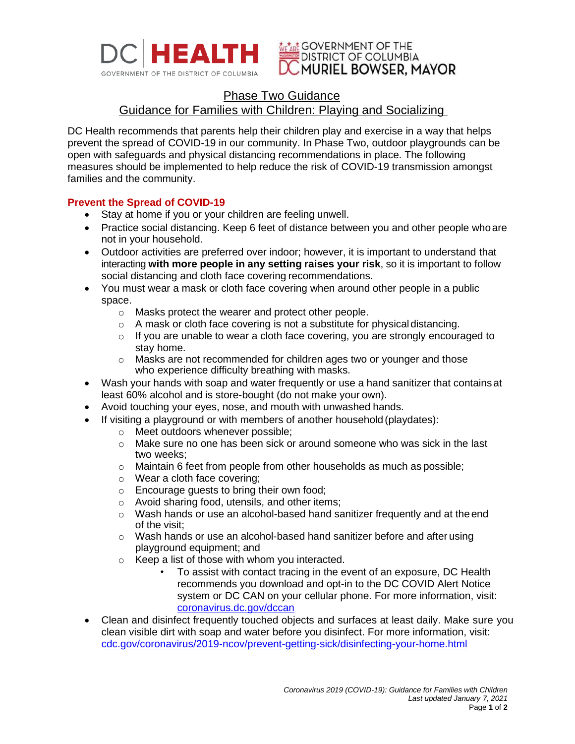DC HEALTH
GOVERNMENT OF THE DISTRICT OF COLUMBIA

GOVERNMENT OF THE DISTRICT OF COLUMBIA
MURIEL BOWSER, MAYOR

# Phase Two Guidance

## Guidance for Families with Children: Playing and Socializing

DC Health recommends that parents help their children play and exercise in a way that helps prevent the spread of COVID-19 in our community. In Phase Two, outdoor playgrounds can be open with safeguards and physical distancing recommendations in place. The following measures should be implemented to help reduce the risk of COVID-19 transmission amongst families and the community.

### Prevent the Spread of COVID-19

- Stay at home if you or your children are feeling unwell.
- Practice social distancing. Keep 6 feet of distance between you and other people who are not in your household.
- Outdoor activities are preferred over indoor; however, it is important to understand that interacting **with more people in any setting raises your risk**, so it is important to follow social distancing and cloth face covering recommendations.
- You must wear a mask or cloth face covering when around other people in a public space.
  - Masks protect the wearer and protect other people.
  - A mask or cloth face covering is not a substitute for physical distancing.
  - If you are unable to wear a cloth face covering, you are strongly encouraged to stay home.
  - Masks are not recommended for children ages two or younger and those who experience difficulty breathing with masks.
- Wash your hands with soap and water frequently or use a hand sanitizer that contains at least 60% alcohol and is store-bought (do not make your own).
- Avoid touching your eyes, nose, and mouth with unwashed hands.
- If visiting a playground or with members of another household (playdates):
  - Meet outdoors whenever possible;
  - Make sure no one has been sick or around someone who was sick in the last two weeks;
  - Maintain 6 feet from people from other households as much as possible;
  - Wear a cloth face covering;
  - Encourage guests to bring their own food;
  - Avoid sharing food, utensils, and other items;
  - Wash hands or use an alcohol-based hand sanitizer frequently and at the end of the visit;
  - Wash hands or use an alcohol-based hand sanitizer before and after using playground equipment; and
  - Keep a list of those with whom you interacted.
    - To assist with contact tracing in the event of an exposure, DC Health recommends you download and opt-in to the DC COVID Alert Notice system or DC CAN on your cellular phone. For more information, visit: coronavirus.dc.gov/dccan
- Clean and disinfect frequently touched objects and surfaces at least daily. Make sure you clean visible dirt with soap and water before you disinfect. For more information, visit: cdc.gov/coronavirus/2019-ncov/prevent-getting-sick/disinfecting-your-home.html

*Coronavirus 2019 (COVID-19): Guidance for Families with Children*
*Last updated January 7, 2021*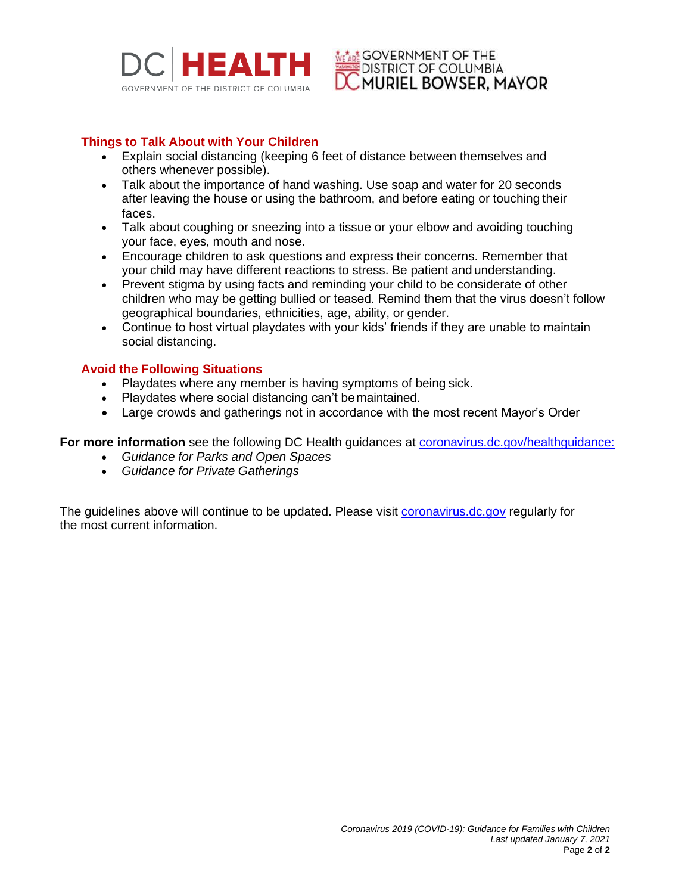### Things to Talk About with Your Children

- Explain social distancing (keeping 6 feet of distance between themselves and others whenever possible).
- Talk about the importance of hand washing. Use soap and water for 20 seconds after leaving the house or using the bathroom, and before eating or touching their faces.
- Talk about coughing or sneezing into a tissue or your elbow and avoiding touching your face, eyes, mouth and nose.
- Encourage children to ask questions and express their concerns. Remember that your child may have different reactions to stress. Be patient and understanding.
- Prevent stigma by using facts and reminding your child to be considerate of other children who may be getting bullied or teased. Remind them that the virus doesn't follow geographical boundaries, ethnicities, age, ability, or gender.
- Continue to host virtual playdates with your kids' friends if they are unable to maintain social distancing.

### Avoid the Following Situations

- Playdates where any member is having symptoms of being sick.
- Playdates where social distancing can't be maintained.
- Large crowds and gatherings not in accordance with the most recent Mayor's Order

**For more information** see the following DC Health guidances at [coronavirus.dc.gov/healthguidance:](coronavirus.dc.gov/healthguidance)

- *Guidance for Parks and Open Spaces*
- *Guidance for Private Gatherings*

The guidelines above will continue to be updated. Please visit [coronavirus.dc.gov](coronavirus.dc.gov) regularly for the most current information.